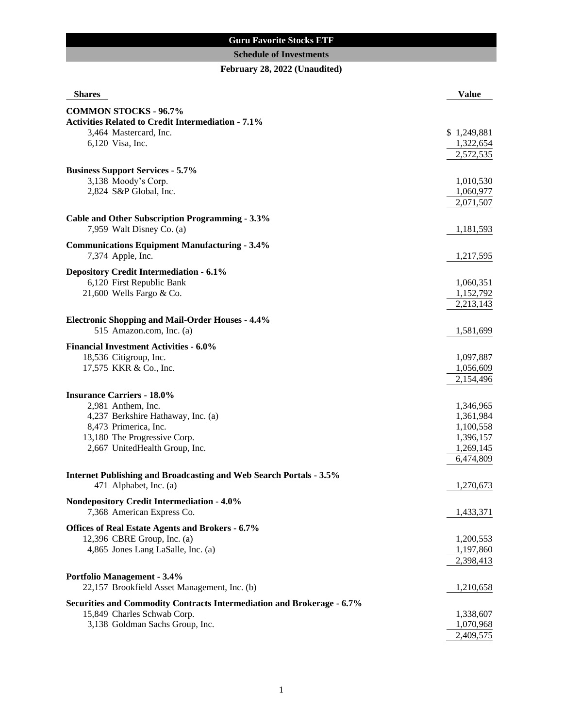# Guru Favorite Stocks ETF

## Schedule of Investments

### February 28, 2022 (Unaudited)

| Shares | | Value |
|---|---|---|
| **COMMON STOCKS - 96.7%** | | |
| **Activities Related to Credit Intermediation - 7.1%** | | |
| 3,464 | Mastercard, Inc. | $ 1,249,881 |
| 6,120 | Visa, Inc. | 1,322,654 |
| | | 2,572,535 |
| **Business Support Services - 5.7%** | | |
| 3,138 | Moody's Corp. | 1,010,530 |
| 2,824 | S&P Global, Inc. | 1,060,977 |
| | | 2,071,507 |
| **Cable and Other Subscription Programming - 3.3%** | | |
| 7,959 | Walt Disney Co. (a) | 1,181,593 |
| **Communications Equipment Manufacturing - 3.4%** | | |
| 7,374 | Apple, Inc. | 1,217,595 |
| **Depository Credit Intermediation - 6.1%** | | |
| 6,120 | First Republic Bank | 1,060,351 |
| 21,600 | Wells Fargo & Co. | 1,152,792 |
| | | 2,213,143 |
| **Electronic Shopping and Mail-Order Houses - 4.4%** | | |
| 515 | Amazon.com, Inc. (a) | 1,581,699 |
| **Financial Investment Activities - 6.0%** | | |
| 18,536 | Citigroup, Inc. | 1,097,887 |
| 17,575 | KKR & Co., Inc. | 1,056,609 |
| | | 2,154,496 |
| **Insurance Carriers - 18.0%** | | |
| 2,981 | Anthem, Inc. | 1,346,965 |
| 4,237 | Berkshire Hathaway, Inc. (a) | 1,361,984 |
| 8,473 | Primerica, Inc. | 1,100,558 |
| 13,180 | The Progressive Corp. | 1,396,157 |
| 2,667 | UnitedHealth Group, Inc. | 1,269,145 |
| | | 6,474,809 |
| **Internet Publishing and Broadcasting and Web Search Portals - 3.5%** | | |
| 471 | Alphabet, Inc. (a) | 1,270,673 |
| **Nondepository Credit Intermediation - 4.0%** | | |
| 7,368 | American Express Co. | 1,433,371 |
| **Offices of Real Estate Agents and Brokers - 6.7%** | | |
| 12,396 | CBRE Group, Inc. (a) | 1,200,553 |
| 4,865 | Jones Lang LaSalle, Inc. (a) | 1,197,860 |
| | | 2,398,413 |
| **Portfolio Management - 3.4%** | | |
| 22,157 | Brookfield Asset Management, Inc. (b) | 1,210,658 |
| **Securities and Commodity Contracts Intermediation and Brokerage - 6.7%** | | |
| 15,849 | Charles Schwab Corp. | 1,338,607 |
| 3,138 | Goldman Sachs Group, Inc. | 1,070,968 |
| | | 2,409,575 |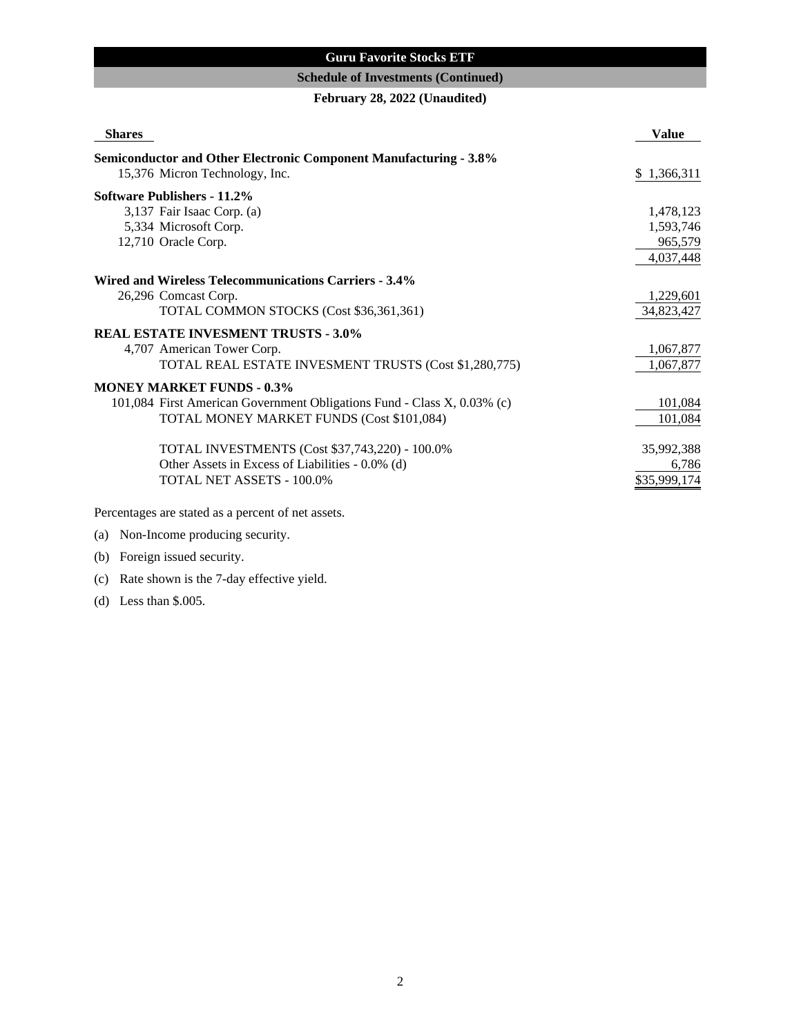## Guru Favorite Stocks ETF

### Schedule of Investments (Continued)

**February 28, 2022 (Unaudited)**

| Shares | | Value |
|---|---|---|
| **Semiconductor and Other Electronic Component Manufacturing - 3.8%** | | |
| 15,376 | Micron Technology, Inc. | $ 1,366,311 |
| **Software Publishers - 11.2%** | | |
| 3,137 | Fair Isaac Corp. (a) | 1,478,123 |
| 5,334 | Microsoft Corp. | 1,593,746 |
| 12,710 | Oracle Corp. | 965,579 |
| | | 4,037,448 |
| **Wired and Wireless Telecommunications Carriers - 3.4%** | | |
| 26,296 | Comcast Corp. | 1,229,601 |
| | TOTAL COMMON STOCKS (Cost $36,361,361) | 34,823,427 |
| **REAL ESTATE INVESMENT TRUSTS - 3.0%** | | |
| 4,707 | American Tower Corp. | 1,067,877 |
| | TOTAL REAL ESTATE INVESMENT TRUSTS (Cost $1,280,775) | 1,067,877 |
| **MONEY MARKET FUNDS - 0.3%** | | |
| 101,084 | First American Government Obligations Fund - Class X, 0.03% (c) | 101,084 |
| | TOTAL MONEY MARKET FUNDS (Cost $101,084) | 101,084 |
| | TOTAL INVESTMENTS (Cost $37,743,220) - 100.0% | 35,992,388 |
| | Other Assets in Excess of Liabilities - 0.0% (d) | 6,786 |
| | TOTAL NET ASSETS - 100.0% | $35,999,174 |

Percentages are stated as a percent of net assets.

(a) Non-Income producing security.

(b) Foreign issued security.

(c) Rate shown is the 7-day effective yield.

(d) Less than $.005.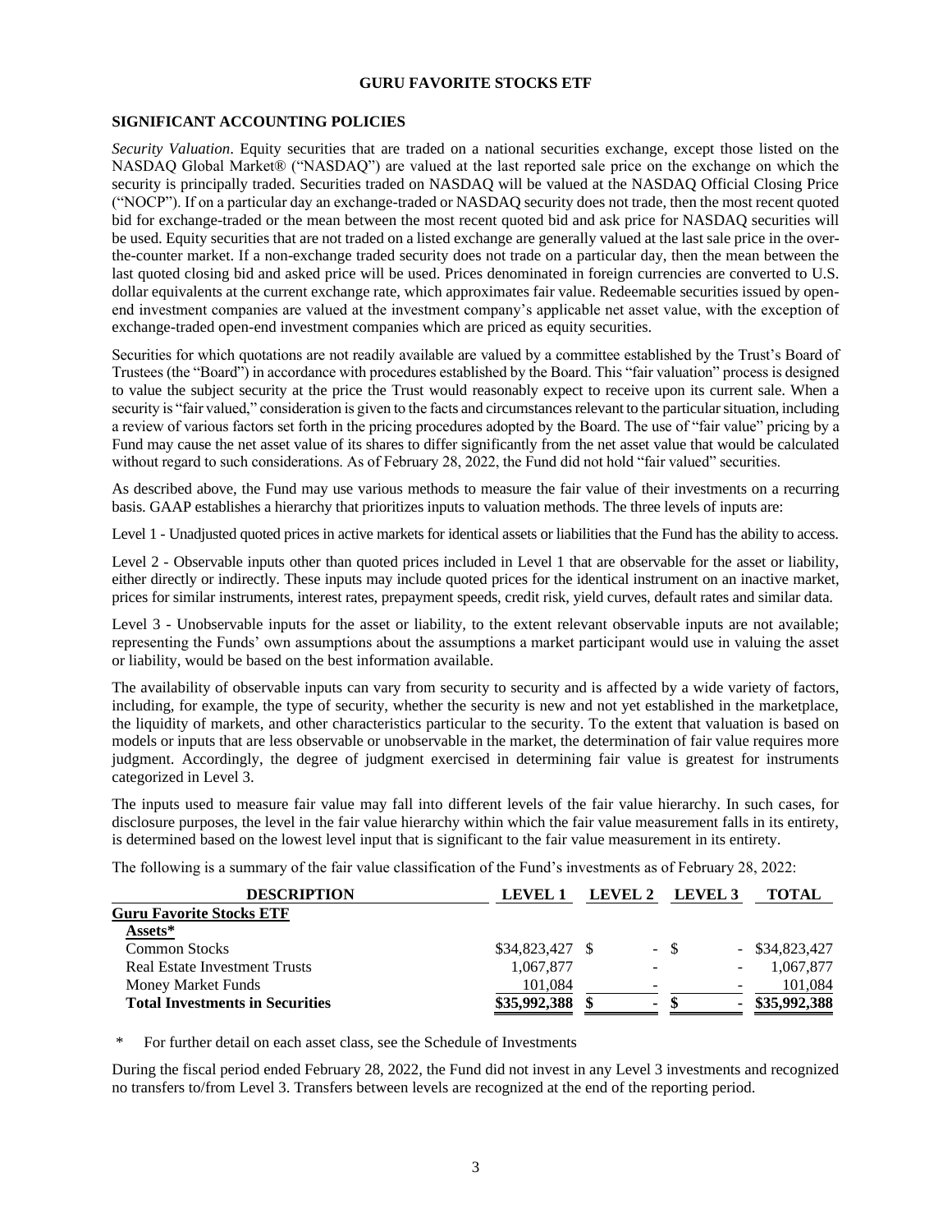## GURU FAVORITE STOCKS ETF

### SIGNIFICANT ACCOUNTING POLICIES

*Security Valuation*. Equity securities that are traded on a national securities exchange, except those listed on the NASDAQ Global Market® ("NASDAQ") are valued at the last reported sale price on the exchange on which the security is principally traded. Securities traded on NASDAQ will be valued at the NASDAQ Official Closing Price ("NOCP"). If on a particular day an exchange-traded or NASDAQ security does not trade, then the most recent quoted bid for exchange-traded or the mean between the most recent quoted bid and ask price for NASDAQ securities will be used. Equity securities that are not traded on a listed exchange are generally valued at the last sale price in the over-the-counter market. If a non-exchange traded security does not trade on a particular day, then the mean between the last quoted closing bid and asked price will be used. Prices denominated in foreign currencies are converted to U.S. dollar equivalents at the current exchange rate, which approximates fair value. Redeemable securities issued by open-end investment companies are valued at the investment company's applicable net asset value, with the exception of exchange-traded open-end investment companies which are priced as equity securities.

Securities for which quotations are not readily available are valued by a committee established by the Trust's Board of Trustees (the "Board") in accordance with procedures established by the Board. This "fair valuation" process is designed to value the subject security at the price the Trust would reasonably expect to receive upon its current sale. When a security is "fair valued," consideration is given to the facts and circumstances relevant to the particular situation, including a review of various factors set forth in the pricing procedures adopted by the Board. The use of "fair value" pricing by a Fund may cause the net asset value of its shares to differ significantly from the net asset value that would be calculated without regard to such considerations. As of February 28, 2022, the Fund did not hold "fair valued" securities.

As described above, the Fund may use various methods to measure the fair value of their investments on a recurring basis. GAAP establishes a hierarchy that prioritizes inputs to valuation methods. The three levels of inputs are:

Level 1 - Unadjusted quoted prices in active markets for identical assets or liabilities that the Fund has the ability to access.

Level 2 - Observable inputs other than quoted prices included in Level 1 that are observable for the asset or liability, either directly or indirectly. These inputs may include quoted prices for the identical instrument on an inactive market, prices for similar instruments, interest rates, prepayment speeds, credit risk, yield curves, default rates and similar data.

Level 3 - Unobservable inputs for the asset or liability, to the extent relevant observable inputs are not available; representing the Funds' own assumptions about the assumptions a market participant would use in valuing the asset or liability, would be based on the best information available.

The availability of observable inputs can vary from security to security and is affected by a wide variety of factors, including, for example, the type of security, whether the security is new and not yet established in the marketplace, the liquidity of markets, and other characteristics particular to the security. To the extent that valuation is based on models or inputs that are less observable or unobservable in the market, the determination of fair value requires more judgment. Accordingly, the degree of judgment exercised in determining fair value is greatest for instruments categorized in Level 3.

The inputs used to measure fair value may fall into different levels of the fair value hierarchy. In such cases, for disclosure purposes, the level in the fair value hierarchy within which the fair value measurement falls in its entirety, is determined based on the lowest level input that is significant to the fair value measurement in its entirety.

The following is a summary of the fair value classification of the Fund's investments as of February 28, 2022:

| DESCRIPTION | LEVEL 1 | LEVEL 2 | LEVEL 3 | TOTAL |
|---|---|---|---|---|
| **Guru Favorite Stocks ETF** | | | | |
| **Assets*** | | | | |
| Common Stocks | $34,823,427 | $ - | $ - | $34,823,427 |
| Real Estate Investment Trusts | 1,067,877 | - | - | 1,067,877 |
| Money Market Funds | 101,084 | - | - | 101,084 |
| **Total Investments in Securities** | **$35,992,388** | **$ -** | **$ -** | **$35,992,388** |

\* For further detail on each asset class, see the Schedule of Investments

During the fiscal period ended February 28, 2022, the Fund did not invest in any Level 3 investments and recognized no transfers to/from Level 3. Transfers between levels are recognized at the end of the reporting period.